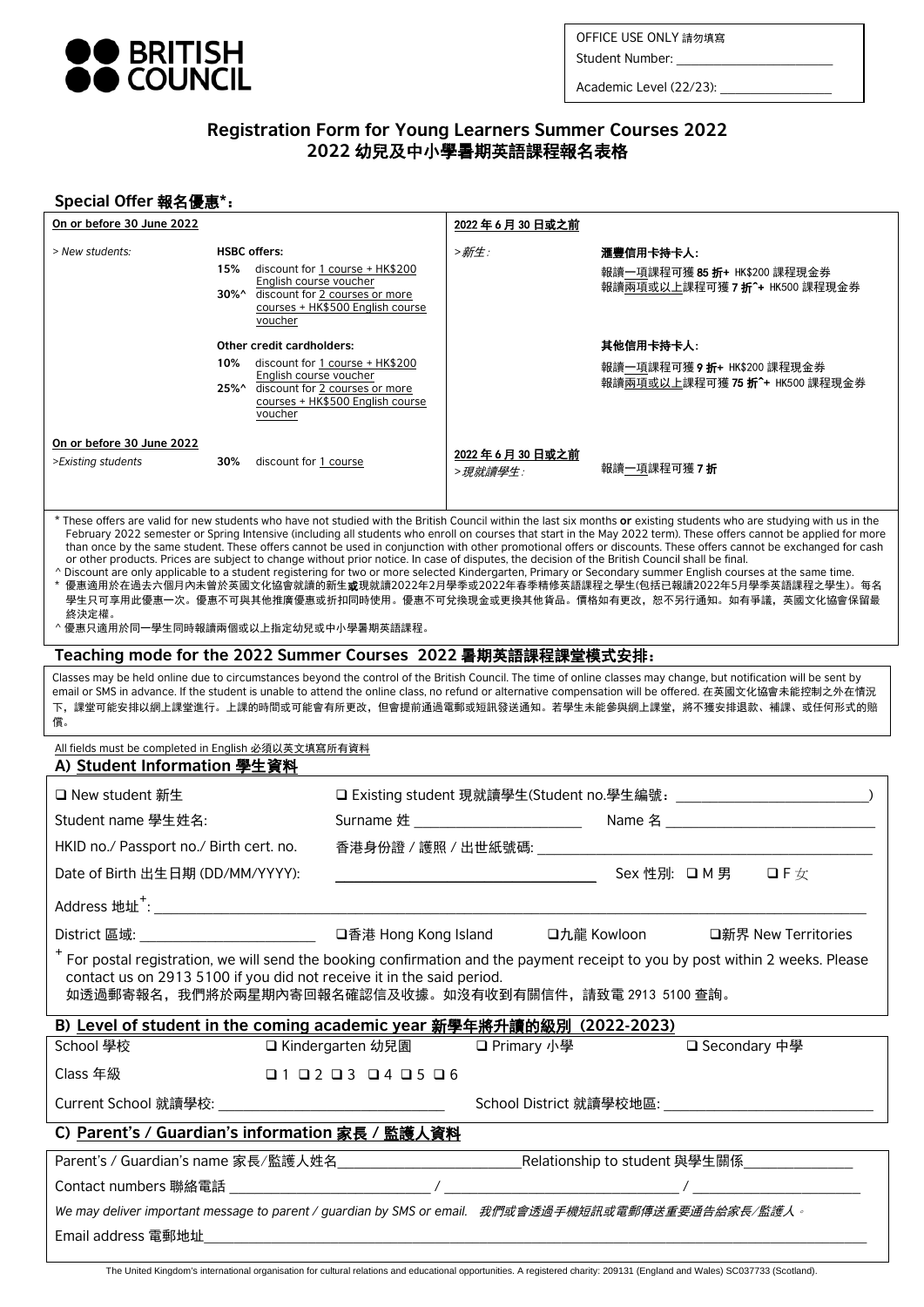**BRITISH COUNCIL**

OFFICE USE ONLY 請勿填寫

Student Number: ______________________

Academic Level (22/23): ________________

# Registration Form for Young Learners Summer Courses 2022
# 2022 幼兒及中小學暑期英語課程報名表格

## Special Offer 報名優惠*：

| On or before 30 June 2022 | | 2022 年 6 月 30 日或之前 | |
|---|---|---|---|
| > *New students:* | **HSBC offers:**<br>**15%** discount for 1 course + HK$200 English course voucher<br>**30%^** discount for 2 courses or more courses + HK$500 English course voucher | > *新生：* | **滙豐信用卡持卡人：**<br>報讀一項課程可獲 **85 折+** HK$200 課程現金券<br>報讀兩項或以上課程可獲 **7 折^+** HK500 課程現金券 |
| | **Other credit cardholders:**<br>**10%** discount for 1 course + HK$200 English course voucher<br>**25%^** discount for 2 courses or more courses + HK$500 English course voucher | | **其他信用卡持卡人：**<br>報讀一項課程可獲 **9 折+** HK$200 課程現金券<br>報讀兩項或以上課程可獲 **75 折^+** HK500 課程現金券 |
| **On or before 30 June 2022**<br>>*Existing students* | **30%** discount for 1 course | **2022 年 6 月 30 日或之前**<br>>*現就讀學生：* | 報讀一項課程可獲 **7 折** |

\* These offers are valid for new students who have not studied with the British Council within the last six months **or** existing students who are studying with us in the February 2022 semester or Spring Intensive (including all students who enroll on courses that start in the May 2022 term). These offers cannot be applied for more than once by the same student. These offers cannot be used in conjunction with other promotional offers or discounts. These offers cannot be exchanged for cash or other products. Prices are subject to change without prior notice. In case of disputes, the decision of the British Council shall be final.

^ Discount are only applicable to a student registering for two or more selected Kindergarten, Primary or Secondary summer English courses at the same time.

\* 優惠適用於在過去六個月內未曾於英國文化協會就讀的新生**或**現就讀2022年2月學季或2022年春季精修英語課程之學生(包括已報讀2022年5月學季英語課程之學生)。每名學生只可享用此優惠一次。優惠不可與其他推廣優惠或折扣同時使用。優惠不可兌換現金或更換其他貨品。價格如有更改，恕不另行通知。如有爭議，英國文化協會保留最終決定權。

^ 優惠只適用於同一學生同時報讀兩個或以上指定幼兒或中小學暑期英語課程。

## Teaching mode for the 2022 Summer Courses 2022 暑期英語課程課堂模式安排：

Classes may be held online due to circumstances beyond the control of the British Council. The time of online classes may change, but notification will be sent by email or SMS in advance. If the student is unable to attend the online class, no refund or alternative compensation will be offered. 在英國文化協會未能控制之外在情況下，課堂可能安排以網上課堂進行。上課的時間或可能會有所更改，但會提前通過電郵或短訊發送通知。若學生未能參與網上課堂，將不獲安排退款、補課、或任何形式的賠償。

All fields must be completed in English 必須以英文填寫所有資料

## A) Student Information 學生資料

☐ New student 新生 ☐ Existing student 現就讀學生(Student no.學生編號：______________________)

Student name 學生姓名: Surname 姓 ____________________ Name 名 ________________________

HKID no./ Passport no./ Birth cert. no. 香港身份證 / 護照 / 出世紙號碼: ______________________________

Date of Birth 出生日期 (DD/MM/YYYY): ______________________ Sex 性別: ☐ M 男 ☐ F 女

Address 地址[+]: ____________________________________________________________

District 區域: ____________________ ☐香港 Hong Kong Island ☐九龍 Kowloon ☐新界 New Territories

[+] For postal registration, we will send the booking confirmation and the payment receipt to you by post within 2 weeks. Please contact us on 2913 5100 if you did not receive it in the said period.
如透過郵寄報名，我們將於兩星期內寄回報名確認信及收據。如沒有收到有關信件，請致電 2913 5100 查詢。

## B) Level of student in the coming academic year 新學年將升讀的級別 (2022-2023)

School 學校 ☐ Kindergarten 幼兒園 ☐ Primary 小學 ☐ Secondary 中學

Class 年級 ☐ 1 ☐ 2 ☐ 3 ☐ 4 ☐ 5 ☐ 6

Current School 就讀學校: ________________________ School District 就讀學校地區: ______________________

## C) Parent's / Guardian's information 家長 / 監護人資料

Parent's / Guardian's name 家長/監護人姓名____________________Relationship to student 與學生關係____________

Contact numbers 聯絡電話 ______________________ / ______________________ / ______________________

*We may deliver important message to parent / guardian by SMS or email. 我們或會透過手機短訊或電郵傳送重要通告給家長/監護人。*

Email address 電郵地址____________________________________________________________

The United Kingdom's international organisation for cultural relations and educational opportunities. A registered charity: 209131 (England and Wales) SC037733 (Scotland).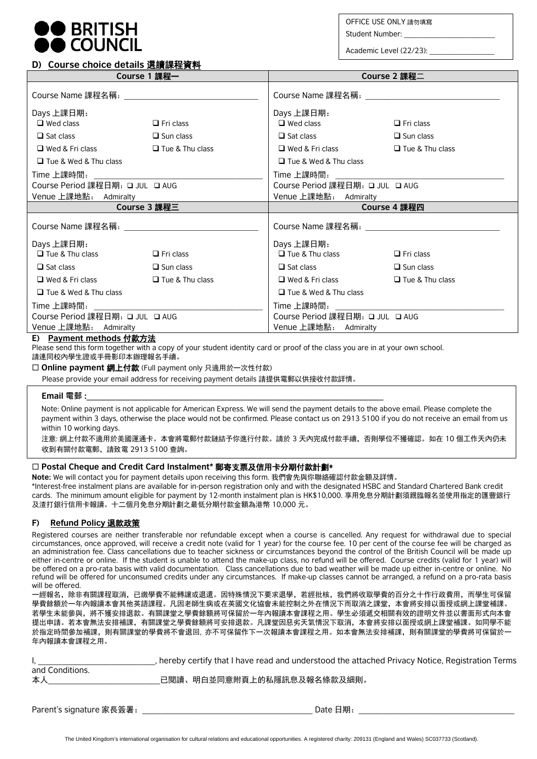**BRITISH COUNCIL**

OFFICE USE ONLY 請勿填寫
Student Number: ____________________
Academic Level (22/23): ______________

## D) Course choice details 選讀課程資料

| Course 1 課程一 | | Course 2 課程二 | |
|---|---|---|---|
| Course Name 課程名稱：______________________ | | Course Name 課程名稱：______________________ | |
| Days 上課日期： | | Days 上課日期： | |
| ❑ Wed class | ❑ Fri class | ❑ Wed class | ❑ Fri class |
| ❑ Sat class | ❑ Sun class | ❑ Sat class | ❑ Sun class |
| ❑ Wed & Fri class | ❑ Tue & Thu class | ❑ Wed & Fri class | ❑ Tue & Thu class |
| ❑ Tue & Wed & Thu class | | ❑ Tue & Wed & Thu class | |
| Time 上課時間：______________________ | | Time 上課時間：______________________ | |
| Course Period 課程日期：❑ JUL ❑ AUG | | Course Period 課程日期：❑ JUL ❑ AUG | |
| Venue 上課地點： Admiralty | | Venue 上課地點： Admiralty | |

| Course 3 課程三 | | Course 4 課程四 | |
|---|---|---|---|
| Course Name 課程名稱：______________________ | | Course Name 課程名稱：______________________ | |
| Days 上課日期： | | Days 上課日期： | |
| ❑ Tue & Thu class | ❑ Fri class | ❑ Tue & Thu class | ❑ Fri class |
| ❑ Sat class | ❑ Sun class | ❑ Sat class | ❑ Sun class |
| ❑ Wed & Fri class | ❑ Tue & Thu class | ❑ Wed & Fri class | ❑ Tue & Thu class |
| ❑ Tue & Wed & Thu class | | ❑ Tue & Wed & Thu class | |
| Time 上課時間：______________________ | | Time 上課時間：______________________ | |
| Course Period 課程日期：❑ JUL ❑ AUG | | Course Period 課程日期：❑ JUL ❑ AUG | |
| Venue 上課地點： Admiralty | | Venue 上課地點： Admiralty | |

## E) Payment methods 付款方法

Please send this form together with a copy of your student identity card or proof of the class you are in at your own school.
請連同校內學生證或手冊影印本辦理報名手續。

☐ **Online payment 網上付款** (Full payment only 只適用於一次性付款)

Please provide your email address for receiving payment details 請提供電郵以供接收付款詳情。

**Email 電郵 :**______________________________________________

Note: Online payment is not applicable for American Express. We will send the payment details to the above email. Please complete the payment within 3 days, otherwise the place would not be confirmed. Please contact us on 2913 5100 if you do not receive an email from us within 10 working days.

注意: 網上付款不適用於美國運通卡。本會將電郵付款鏈結予你進行付款。請於 3 天內完成付款手續，否則學位不獲確認。如在 10 個工作天內仍未收到有關付款電郵，請致電 2913 5100 查詢。

☐ **Postal Cheque and Credit Card Instalment* 郵寄支票及信用卡分期付款計劃***

**Note:** We will contact you for payment details upon receiving this form. 我們會先與你聯絡確認付款金額及詳情。

*Interest-free instalment plans are available for in-person registration only and with the designated HSBC and Standard Chartered Bank credit cards. The minimum amount eligible for payment by 12-month instalment plan is HK$10,000. 享用免息分期計劃須親臨報名並使用指定的匯豐銀行及渣打銀行信用卡報讀。十二個月免息分期計劃之最低分期付款金額為港幣 10,000 元。

## F) Refund Policy 退款政策

Registered courses are neither transferable nor refundable except when a course is cancelled. Any request for withdrawal due to special circumstances, once approved, will receive a credit note (valid for 1 year) for the course fee. 10 per cent of the course fee will be charged as an administration fee. Class cancellations due to teacher sickness or circumstances beyond the control of the British Council will be made up either in-centre or online. If the student is unable to attend the make-up class, no refund will be offered. Course credits (valid for 1 year) will be offered on a pro-rata basis with valid documentation. Class cancellations due to bad weather will be made up either in-centre or online. No refund will be offered for unconsumed credits under any circumstances. If make-up classes cannot be arranged, a refund on a pro-rata basis will be offered.

一經報名，除非有關課程取消，已繳學費不能轉讓或退還。因特殊情況下要求退學，若經批核，我們將收取學費的百分之十作行政費用，而學生可保留學費餘額於一年內報讀本會其他英語課程。凡因老師生病或在英國文化協會未能控制之外在情況下而取消之課堂，本會將安排以面授或網上課堂補課。若學生未能參與，將不獲安排退款。有關課堂之學費餘額將可保留於一年內報讀本會課程之用。學生必須遞交相關有效的證明文件並以書面形式向本會提出申請。若本會無法安排補課，有關課堂之學費餘額將可安排退款。凡課堂因惡劣天氣情況下取消，本會將安排以面授或網上課堂補課。如同學不能於指定時間參加補課，則有關課堂的學費將不會退回，亦不可保留作下一次報讀本會課程之用。如本會無法安排補課，則有關課堂的學費將可保留於一年內報讀本會課程之用。

I, ______________________, hereby certify that I have read and understood the attached Privacy Notice, Registration Terms and Conditions.
本人______________________已閱讀、明白並同意附頁上的私隱訊息及報名條款及細則。

Parent's signature 家長簽署：______________________________ Date 日期：______________________________

The United Kingdom's international organisation for cultural relations and educational opportunities. A registered charity: 209131 (England and Wales) SC037733 (Scotland).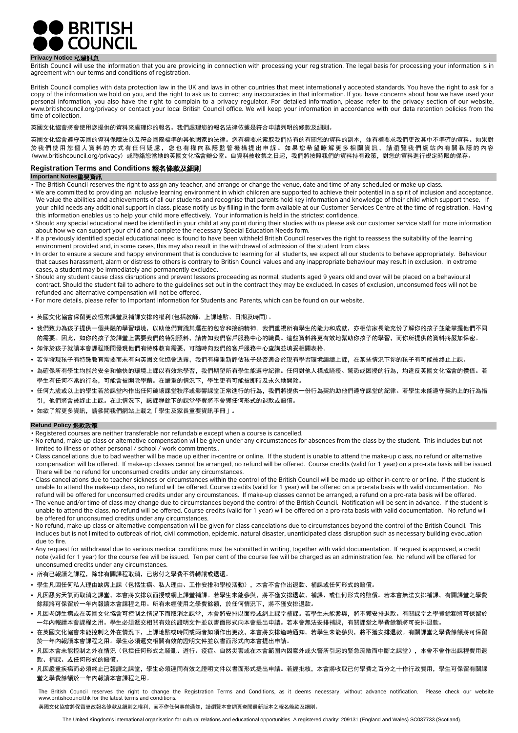# BRITISH COUNCIL

## Privacy Notice 私隱訊息

British Council will use the information that you are providing in connection with processing your registration. The legal basis for processing your information is in agreement with our terms and conditions of registration.

British Council complies with data protection law in the UK and laws in other countries that meet internationally accepted standards. You have the right to ask for a copy of the information we hold on you, and the right to ask us to correct any inaccuracies in that information. If you have concerns about how we have used your personal information, you also have the right to complain to a privacy regulator. For detailed information, please refer to the privacy section of our website, www.britishcouncil.org/privacy or contact your local British Council office. We will keep your information in accordance with our data retention policies from the time of collection.

英國文化協會將會使用您提供的資料來處理你的報名。我們處理您的報名法律依據是符合申請列明的條款及細則。

英國文化協會遵守英國的資料保障法以及符合國際標準的其他國家的法律。您有權要求索取我們持有的有關您的資料的副本，並有權要求我們更改其中不準確的資料。如果對於我們使用您個人資料的方式有任何疑慮，您也有權向私隱監管機構提出申訴。如果您希望瞭解更多相關資訊，請瀏覽我們網站內有關私隱的內容（www.britishcouncil.org/privacy）或聯絡您當地的英國文化協會辦公室。自資料被收集之日起，我們將按照我們的資料持有政策，對您的資料進行規定時限的保存。

## Registration Terms and Conditions 報名條款及細則

### Important Notes重要資訊

- The British Council reserves the right to assign any teacher, and arrange or change the venue, date and time of any scheduled or make-up class.
- We are committed to providing an inclusive learning environment in which children are supported to achieve their potential in a spirit of inclusion and acceptance. We value the abilities and achievements of all our students and recognise that parents hold key information and knowledge of their child which support these. If your child needs any additional support in class, please notify us by filling in the form available at our Customer Services Centre at the time of registration. Having this information enables us to help your child more effectively. Your information is held in the strictest confidence.
- Should any special educational need be identified in your child at any point during their studies with us please ask our customer service staff for more information about how we can support your child and complete the necessary Special Education Needs form.
- If a previously identified special educational need is found to have been withheld British Council reserves the right to reassess the suitability of the learning environment provided and, in some cases, this may also result in the withdrawal of admission of the student from class.
- In order to ensure a secure and happy environment that is conducive to learning for all students, we expect all our students to behave appropriately. Behaviour that causes harassment, alarm or distress to others is contrary to British Council values and any inappropriate behaviour may result in exclusion. In extreme cases, a student may be immediately and permanently excluded.
- Should any student cause class disruptions and prevent lessons proceeding as normal, students aged 9 years old and over will be placed on a behavioural contract. Should the student fail to adhere to the guidelines set out in the contract they may be excluded. In cases of exclusion, unconsumed fees will not be refunded and alternative compensation will not be offered.
- For more details, please refer to Important Information for Students and Parents, which can be found on our website.

- 英國文化協會保留更改恆常課堂及補課安排的權利（包括教師、上課地點、日期及時間）。
- 我們致力為孩子提供一個共融的學習環境，以助他們實踐其潛在的包容和接納精神。我們重視所有學生的能力和成就，亦相信家長能充份了解你的孩子並能掌握他們不同的需要。因此，如你的孩子於課堂上需要我們的特別照料，請告知我們客戶服務中心的職員。這些資料將更有效地幫助你孩子的學習，而你所提供的資料將嚴加保密。
- 如你於孩子就讀本會課程期間發現他們有特殊教育需要，可隨時向我們的客戶服務中心查詢並填妥相關表格。
- 若你發現孩子有特殊教育需要而未有向英國文化協會透露，我們有權重新評估孩子是否適合於現有學習環境繼續上課，在某些情況下你的孩子有可能被終止上課。
- 為確保所有學生均能於安全和愉快的環境上課以有效地學習，我們期望所有學生能遵守紀律。任何對他人構成騷擾、驚恐或困擾的行為，均違反英國文化協會的價值。若學生有任何不當的行為，可能會被開除學籍。在嚴重的情況下，學生更有可能被即時及永久地開除。
- 任何九歲或以上的學生若於課堂內作出任何破壞課堂秩序或影響課堂正常進行的行為，我們將提供一份行為契約助他們遵守課堂的紀律。若學生未能遵守契約上的行為指引，他們將會被終止上課。在此情況下，該課程餘下的課堂學費將不會獲任何形式的退款或賠償。
- 如欲了解更多資訊，請參閱我們網站上載之「學生及家長重要資訊手冊」。

### Refund Policy 退款政策

- Registered courses are neither transferable nor refundable except when a course is cancelled.
- No refund, make-up class or alternative compensation will be given under any circumstances for absences from the class by the student. This includes but not limited to illness or other personal / school / work commitments..
- Class cancellations due to bad weather will be made up either in-centre or online. If the student is unable to attend the make-up class, no refund or alternative compensation will be offered. If make-up classes cannot be arranged, no refund will be offered. Course credits (valid for 1 year) on a pro-rata basis will be issued. There will be no refund for unconsumed credits under any circumstances.
- Class cancellations due to teacher sickness or circumstances within the control of the British Council will be made up either in-centre or online. If the student is unable to attend the make-up class, no refund will be offered. Course credits (valid for 1 year) will be offered on a pro-rata basis with valid documentation. No refund will be offered for unconsumed credits under any circumstances. If make-up classes cannot be arranged, a refund on a pro-rata basis will be offered.
- The venue and/or time of class may change due to circumstances beyond the control of the British Council. Notification will be sent in advance. If the student is unable to attend the class, no refund will be offered. Course credits (valid for 1 year) will be offered on a pro-rata basis with valid documentation. No refund will be offered for unconsumed credits under any circumstances.
- No refund, make-up class or alternative compensation will be given for class cancelations due to circumstances beyond the control of the British Council. This includes but is not limited to outbreak of riot, civil commotion, epidemic, natural disaster, unanticipated class disruption such as necessary building evacuation due to fire.
- Any request for withdrawal due to serious medical conditions must be submitted in writing, together with valid documentation. If request is approved, a credit note (valid for 1 year) for the course fee will be issued. Ten per cent of the course fee will be charged as an administration fee. No refund will be offered for unconsumed credits under any circumstances.

- 所有已報讀之課程，除非有關課程取消，已繳付之學費不得轉讓或退還。
- 學生凡因任何私人理由缺席上課（包括生病、私人理由、工作安排和學校活動），本會不會作出退款、補課或任何形式的賠償。
- 凡因惡劣天氣而取消之課堂，本會將安排以面授或網上課堂補課。若學生未能參與，將不獲安排退款、補課、或任何形式的賠償。若本會無法安排補課，有關課堂之學費餘額將可保留於一年內報讀本會課程之用。所有未經使用之學費餘額，於任何情況下，將不獲安排退款。
- 凡因老師生病或在英國文化協會可控制之情況下而取消之課堂，本會將安排以面授或網上課堂補課。若學生未能參與，將不獲安排退款。有關課堂之學費餘額將可保留於一年內報讀本會課程之用。學生必須遞交相關有效的證明文件並以書面形式向本會提出申請。若本會無法安排補課，有關課堂之學費餘額將可安排退款。
- 在英國文化協會未能控制之外在情況下，上課地點或時間或兩者如須作出更改，本會將安排適時通知。若學生未能參與，將不獲安排退款。有關課堂之學費餘額將可保留於一年內報讀本會課程之用。學生必須遞交相關有效的證明文件並以書面形式向本會提出申請。
- 凡因本會未能控制之外在情況（包括任何形式之騷亂、遊行、疫症、自然災害或在本會範圍內因意外或火警所引起的緊急疏散而中斷之課堂），本會不會作出課程費用退款、補課、或任何形式的賠償。
- 凡因嚴重疾病而必須終止已報讀之課堂，學生必須連同有效之證明文件以書面形式提出申請。若經批核，本會將收取已付學費之百分之十作行政費用，學生可保留有關課堂之學費餘額於一年內報讀本會課程之用。

The British Council reserves the right to change the Registration Terms and Conditions, as it deems necessary, without advance notification. Please check our website www.britishcouncil.hk for the latest terms and conditions.

英國文化協會將保留更改報名條款及細則之權利，而不作任何事前通知，請瀏覽本會網頁查閱最新版本之報名條款及細則。

The United Kingdom's international organisation for cultural relations and educational opportunities. A registered charity: 209131 (England and Wales) SC037733 (Scotland).